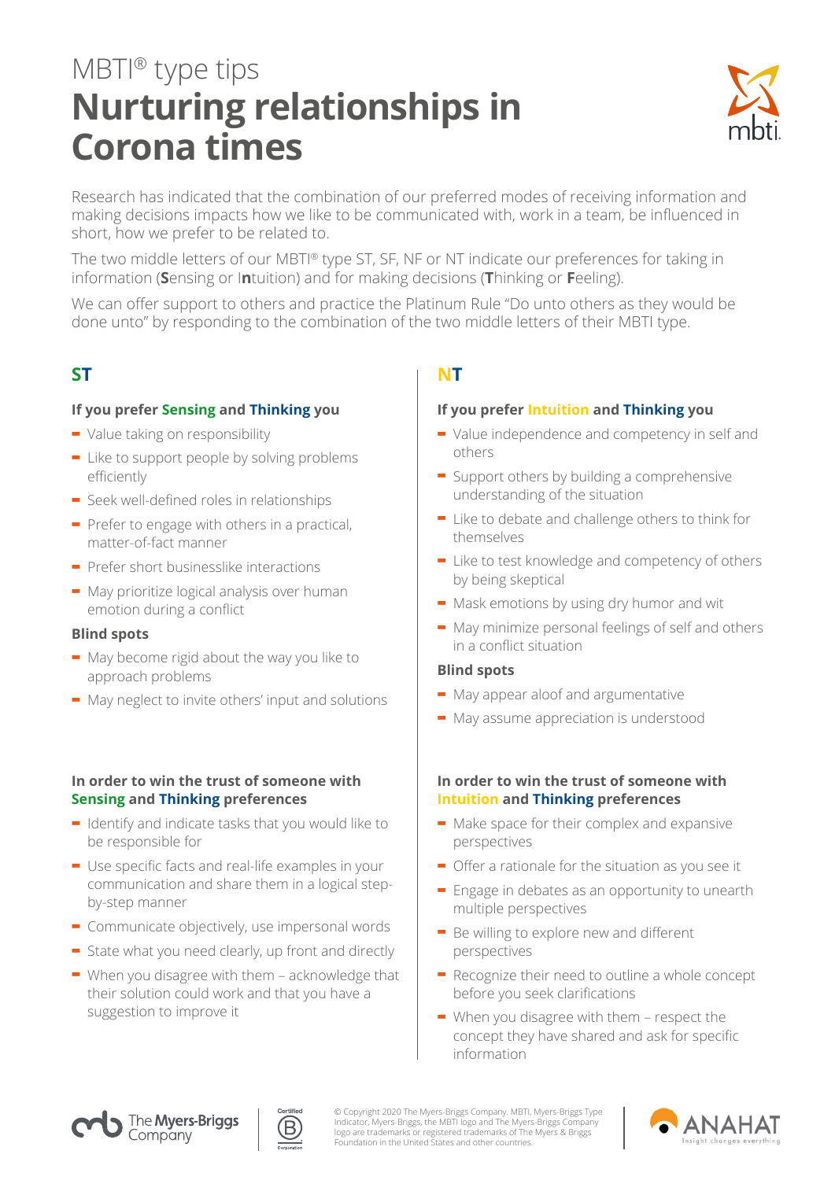MBTI® type tips

# Nurturing relationships in Corona times

Research has indicated that the combination of our preferred modes of receiving information and making decisions impacts how we like to be communicated with, work in a team, be influenced in short, how we prefer to be related to.

The two middle letters of our MBTI® type ST, SF, NF or NT indicate our preferences for taking in information (**S**ensing or I**n**tuition) and for making decisions (**T**hinking or **F**eeling).

We can offer support to others and practice the Platinum Rule "Do unto others as they would be done unto" by responding to the combination of the two middle letters of their MBTI type.

## ST

### If you prefer Sensing and Thinking you

- Value taking on responsibility
- Like to support people by solving problems efficiently
- Seek well-defined roles in relationships
- Prefer to engage with others in a practical, matter-of-fact manner
- Prefer short businesslike interactions
- May prioritize logical analysis over human emotion during a conflict

### Blind spots

- May become rigid about the way you like to approach problems
- May neglect to invite others' input and solutions

### In order to win the trust of someone with Sensing and Thinking preferences

- Identify and indicate tasks that you would like to be responsible for
- Use specific facts and real-life examples in your communication and share them in a logical step-by-step manner
- Communicate objectively, use impersonal words
- State what you need clearly, up front and directly
- When you disagree with them – acknowledge that their solution could work and that you have a suggestion to improve it

## NT

### If you prefer Intuition and Thinking you

- Value independence and competency in self and others
- Support others by building a comprehensive understanding of the situation
- Like to debate and challenge others to think for themselves
- Like to test knowledge and competency of others by being skeptical
- Mask emotions by using dry humor and wit
- May minimize personal feelings of self and others in a conflict situation

### Blind spots

- May appear aloof and argumentative
- May assume appreciation is understood

### In order to win the trust of someone with Intuition and Thinking preferences

- Make space for their complex and expansive perspectives
- Offer a rationale for the situation as you see it
- Engage in debates as an opportunity to unearth multiple perspectives
- Be willing to explore new and different perspectives
- Recognize their need to outline a whole concept before you seek clarifications
- When you disagree with them – respect the concept they have shared and ask for specific information

© Copyright 2020 The Myers-Briggs Company. MBTI, Myers-Briggs Type Indicator, Myers-Briggs, the MBTI logo and The Myers-Briggs Company logo are trademarks or registered trademarks of The Myers & Briggs Foundation in the United States and other countries.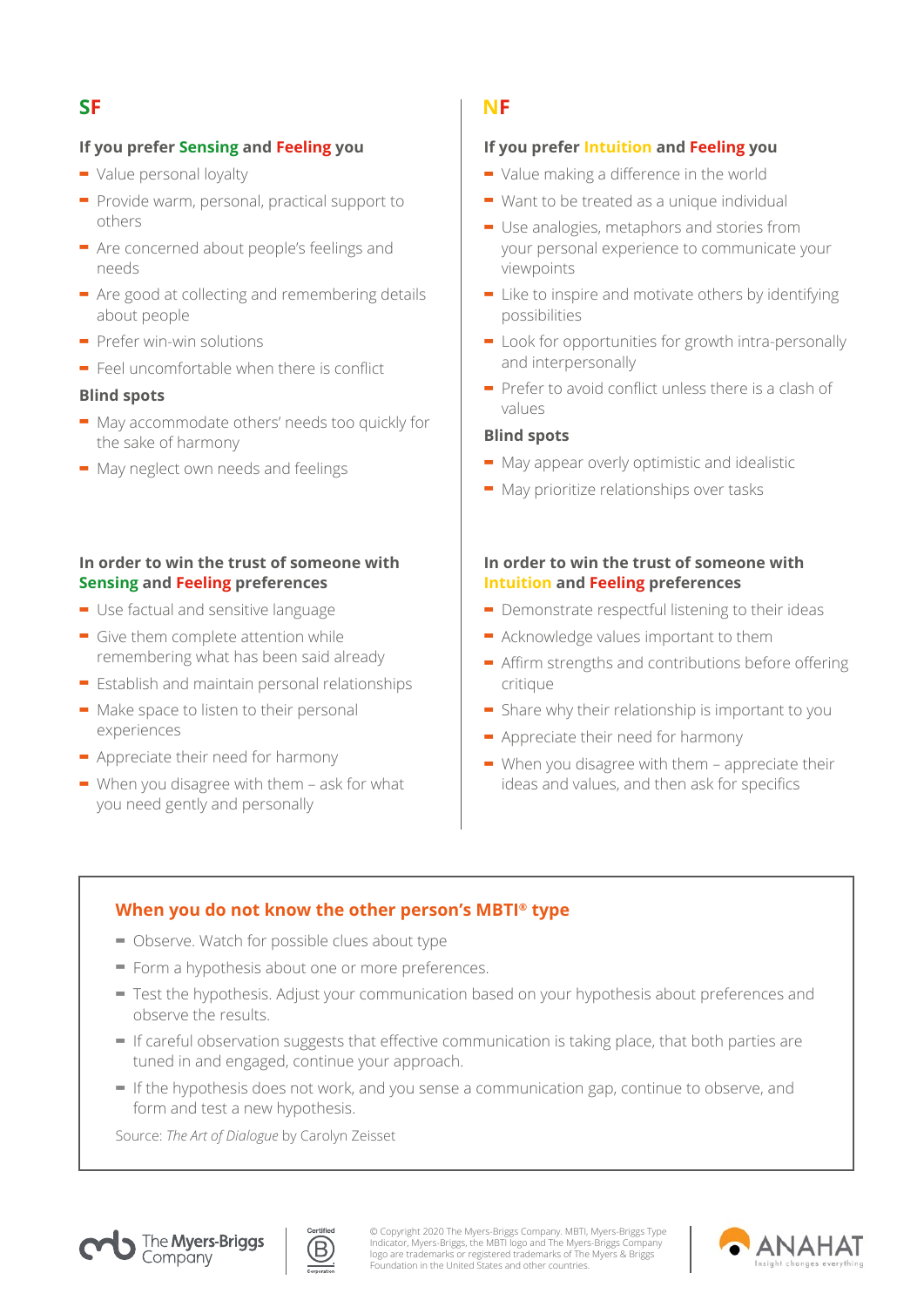## SF

### If you prefer Sensing and Feeling you

- Value personal loyalty
- Provide warm, personal, practical support to others
- Are concerned about people's feelings and needs
- Are good at collecting and remembering details about people
- Prefer win-win solutions
- Feel uncomfortable when there is conflict

**Blind spots**

- May accommodate others' needs too quickly for the sake of harmony
- May neglect own needs and feelings

### In order to win the trust of someone with Sensing and Feeling preferences

- Use factual and sensitive language
- Give them complete attention while remembering what has been said already
- Establish and maintain personal relationships
- Make space to listen to their personal experiences
- Appreciate their need for harmony
- When you disagree with them – ask for what you need gently and personally

## NF

### If you prefer Intuition and Feeling you

- Value making a difference in the world
- Want to be treated as a unique individual
- Use analogies, metaphors and stories from your personal experience to communicate your viewpoints
- Like to inspire and motivate others by identifying possibilities
- Look for opportunities for growth intra-personally and interpersonally
- Prefer to avoid conflict unless there is a clash of values

**Blind spots**

- May appear overly optimistic and idealistic
- May prioritize relationships over tasks

### In order to win the trust of someone with Intuition and Feeling preferences

- Demonstrate respectful listening to their ideas
- Acknowledge values important to them
- Affirm strengths and contributions before offering critique
- Share why their relationship is important to you
- Appreciate their need for harmony
- When you disagree with them – appreciate their ideas and values, and then ask for specifics

### When you do not know the other person's MBTI® type

- Observe. Watch for possible clues about type
- Form a hypothesis about one or more preferences.
- Test the hypothesis. Adjust your communication based on your hypothesis about preferences and observe the results.
- If careful observation suggests that effective communication is taking place, that both parties are tuned in and engaged, continue your approach.
- If the hypothesis does not work, and you sense a communication gap, continue to observe, and form and test a new hypothesis.

Source: *The Art of Dialogue* by Carolyn Zeisset

The Myers-Briggs Company

© Copyright 2020 The Myers-Briggs Company. MBTI, Myers-Briggs Type Indicator, Myers-Briggs, the MBTI logo and The Myers-Briggs Company logo are trademarks or registered trademarks of The Myers & Briggs Foundation in the United States and other countries.

ANAHAT Insight changes everything